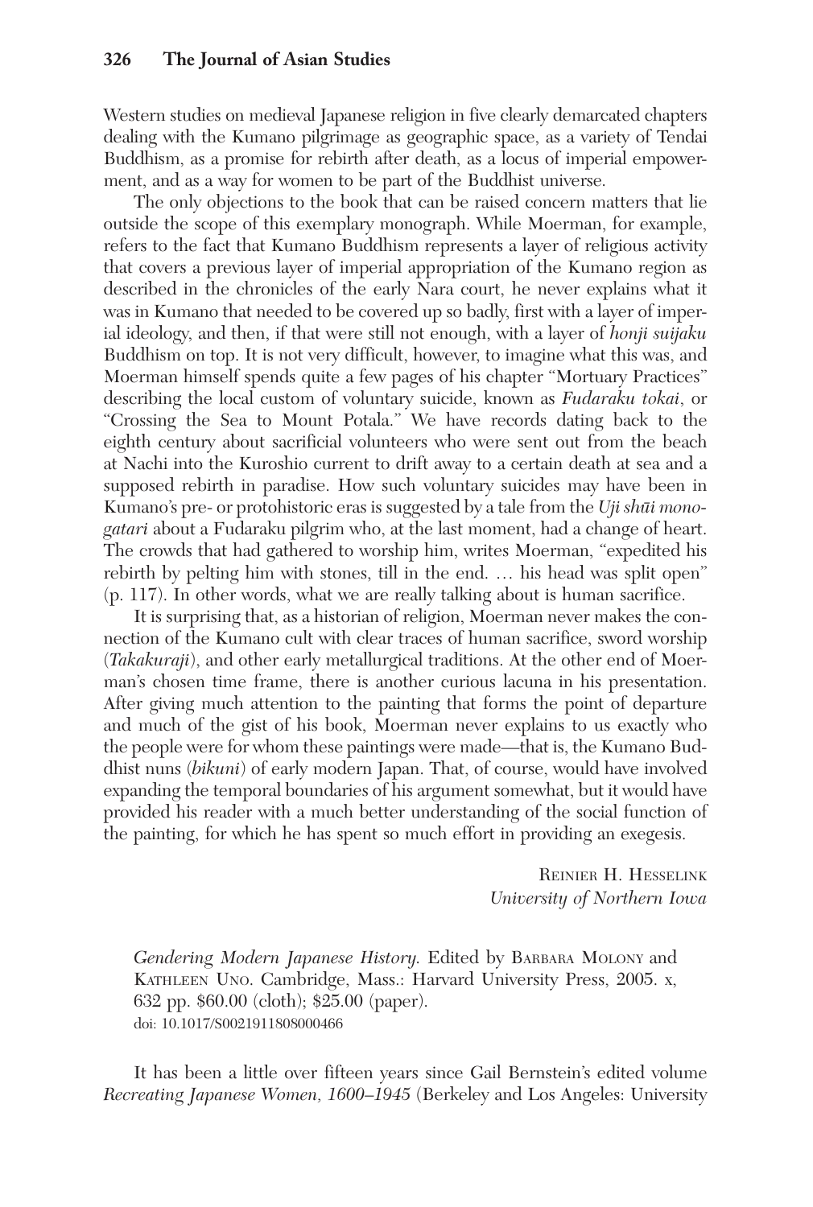Western studies on medieval Japanese religion in five clearly demarcated chapters dealing with the Kumano pilgrimage as geographic space, as a variety of Tendai Buddhism, as a promise for rebirth after death, as a locus of imperial empowerment, and as a way for women to be part of the Buddhist universe.

The only objections to the book that can be raised concern matters that lie outside the scope of this exemplary monograph. While Moerman, for example, refers to the fact that Kumano Buddhism represents a layer of religious activity that covers a previous layer of imperial appropriation of the Kumano region as described in the chronicles of the early Nara court, he never explains what it was in Kumano that needed to be covered up so badly, first with a layer of imperial ideology, and then, if that were still not enough, with a layer of *honji suijaku* Buddhism on top. It is not very difficult, however, to imagine what this was, and Moerman himself spends quite a few pages of his chapter "Mortuary Practices" describing the local custom of voluntary suicide, known as *Fudaraku tokai*, or "Crossing the Sea to Mount Potala." We have records dating back to the eighth century about sacrificial volunteers who were sent out from the beach at Nachi into the Kuroshio current to drift away to a certain death at sea and a supposed rebirth in paradise. How such voluntary suicides may have been in Kumano's pre- or protohistoric eras is suggested by a tale from the *Uji shūi monogatari* about a Fudaraku pilgrim who, at the last moment, had a change of heart. The crowds that had gathered to worship him, writes Moerman, "expedited his rebirth by pelting him with stones, till in the end. … his head was split open" (p. 117). In other words, what we are really talking about is human sacrifice.

It is surprising that, as a historian of religion, Moerman never makes the connection of the Kumano cult with clear traces of human sacrifice, sword worship (*Takakuraji*), and other early metallurgical traditions. At the other end of Moerman's chosen time frame, there is another curious lacuna in his presentation. After giving much attention to the painting that forms the point of departure and much of the gist of his book, Moerman never explains to us exactly who the people were for whom these paintings were made—that is, the Kumano Buddhist nuns (*bikuni*) of early modern Japan. That, of course, would have involved expanding the temporal boundaries of his argument somewhat, but it would have provided his reader with a much better understanding of the social function of the painting, for which he has spent so much effort in providing an exegesis.

Reinier H. Hesselink
*University of Northern Iowa*

*Gendering Modern Japanese History.* Edited by Barbara Molony and Kathleen Uno. Cambridge, Mass.: Harvard University Press, 2005. x, 632 pp. $60.00 (cloth); $25.00 (paper).
doi: 10.1017/S0021911808000466

It has been a little over fifteen years since Gail Bernstein's edited volume *Recreating Japanese Women, 1600–1945* (Berkeley and Los Angeles: University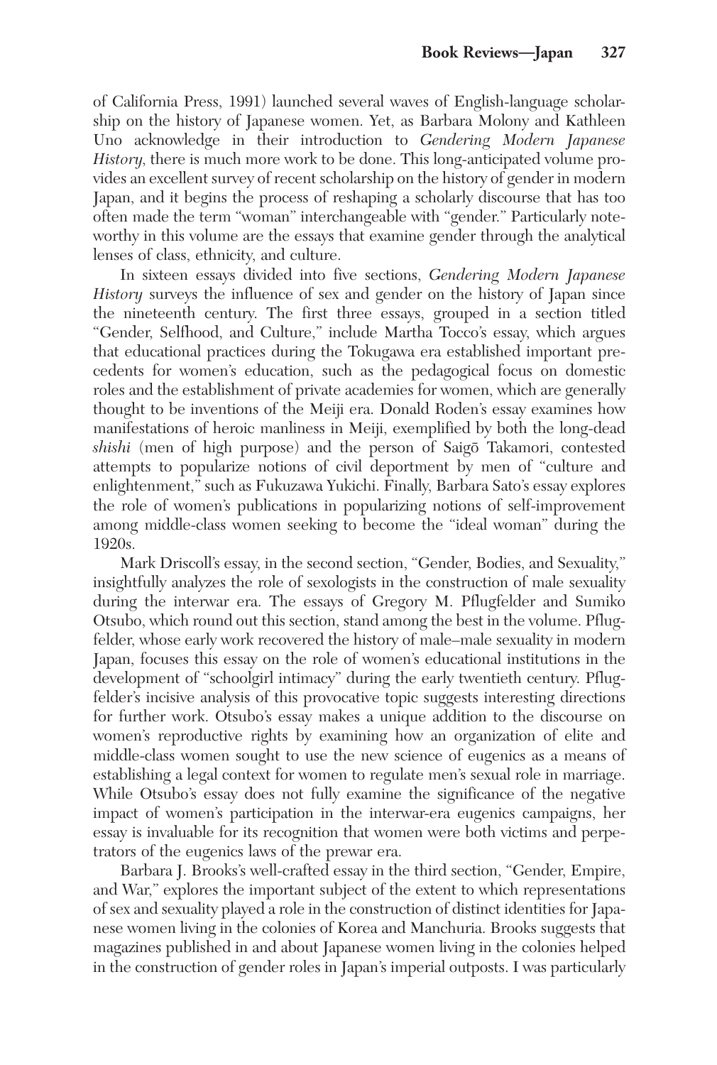of California Press, 1991) launched several waves of English-language scholarship on the history of Japanese women. Yet, as Barbara Molony and Kathleen Uno acknowledge in their introduction to *Gendering Modern Japanese History*, there is much more work to be done. This long-anticipated volume provides an excellent survey of recent scholarship on the history of gender in modern Japan, and it begins the process of reshaping a scholarly discourse that has too often made the term "woman" interchangeable with "gender." Particularly noteworthy in this volume are the essays that examine gender through the analytical lenses of class, ethnicity, and culture.

In sixteen essays divided into five sections, *Gendering Modern Japanese History* surveys the influence of sex and gender on the history of Japan since the nineteenth century. The first three essays, grouped in a section titled "Gender, Selfhood, and Culture," include Martha Tocco's essay, which argues that educational practices during the Tokugawa era established important precedents for women's education, such as the pedagogical focus on domestic roles and the establishment of private academies for women, which are generally thought to be inventions of the Meiji era. Donald Roden's essay examines how manifestations of heroic manliness in Meiji, exemplified by both the long-dead *shishi* (men of high purpose) and the person of Saigō Takamori, contested attempts to popularize notions of civil deportment by men of "culture and enlightenment," such as Fukuzawa Yukichi. Finally, Barbara Sato's essay explores the role of women's publications in popularizing notions of self-improvement among middle-class women seeking to become the "ideal woman" during the 1920s.

Mark Driscoll's essay, in the second section, "Gender, Bodies, and Sexuality," insightfully analyzes the role of sexologists in the construction of male sexuality during the interwar era. The essays of Gregory M. Pflugfelder and Sumiko Otsubo, which round out this section, stand among the best in the volume. Pflugfelder, whose early work recovered the history of male–male sexuality in modern Japan, focuses this essay on the role of women's educational institutions in the development of "schoolgirl intimacy" during the early twentieth century. Pflugfelder's incisive analysis of this provocative topic suggests interesting directions for further work. Otsubo's essay makes a unique addition to the discourse on women's reproductive rights by examining how an organization of elite and middle-class women sought to use the new science of eugenics as a means of establishing a legal context for women to regulate men's sexual role in marriage. While Otsubo's essay does not fully examine the significance of the negative impact of women's participation in the interwar-era eugenics campaigns, her essay is invaluable for its recognition that women were both victims and perpetrators of the eugenics laws of the prewar era.

Barbara J. Brooks's well-crafted essay in the third section, "Gender, Empire, and War," explores the important subject of the extent to which representations of sex and sexuality played a role in the construction of distinct identities for Japanese women living in the colonies of Korea and Manchuria. Brooks suggests that magazines published in and about Japanese women living in the colonies helped in the construction of gender roles in Japan's imperial outposts. I was particularly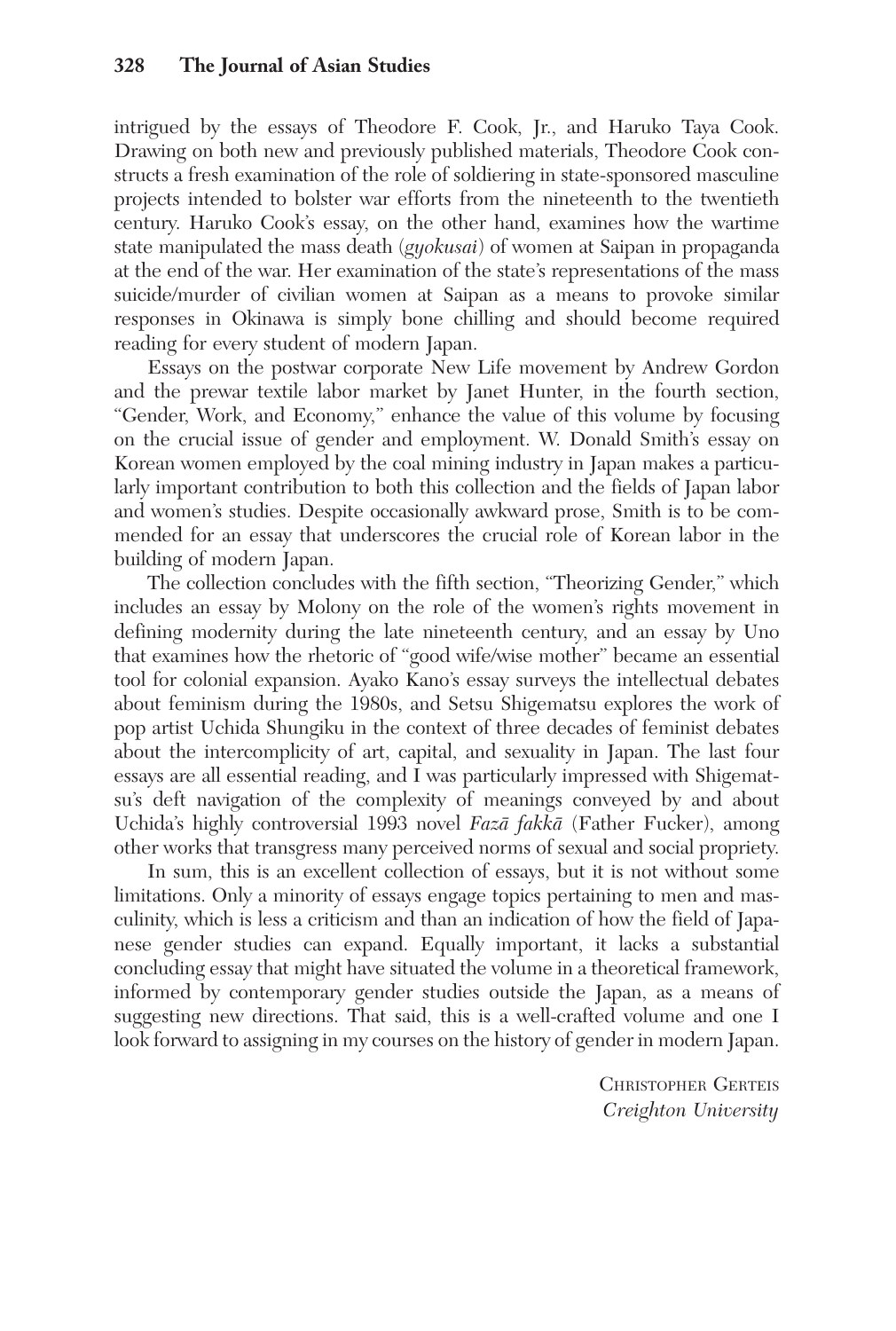intrigued by the essays of Theodore F. Cook, Jr., and Haruko Taya Cook. Drawing on both new and previously published materials, Theodore Cook constructs a fresh examination of the role of soldiering in state-sponsored masculine projects intended to bolster war efforts from the nineteenth to the twentieth century. Haruko Cook's essay, on the other hand, examines how the wartime state manipulated the mass death (*gyokusai*) of women at Saipan in propaganda at the end of the war. Her examination of the state's representations of the mass suicide/murder of civilian women at Saipan as a means to provoke similar responses in Okinawa is simply bone chilling and should become required reading for every student of modern Japan.

Essays on the postwar corporate New Life movement by Andrew Gordon and the prewar textile labor market by Janet Hunter, in the fourth section, "Gender, Work, and Economy," enhance the value of this volume by focusing on the crucial issue of gender and employment. W. Donald Smith's essay on Korean women employed by the coal mining industry in Japan makes a particularly important contribution to both this collection and the fields of Japan labor and women's studies. Despite occasionally awkward prose, Smith is to be commended for an essay that underscores the crucial role of Korean labor in the building of modern Japan.

The collection concludes with the fifth section, "Theorizing Gender," which includes an essay by Molony on the role of the women's rights movement in defining modernity during the late nineteenth century, and an essay by Uno that examines how the rhetoric of "good wife/wise mother" became an essential tool for colonial expansion. Ayako Kano's essay surveys the intellectual debates about feminism during the 1980s, and Setsu Shigematsu explores the work of pop artist Uchida Shungiku in the context of three decades of feminist debates about the intercomplicity of art, capital, and sexuality in Japan. The last four essays are all essential reading, and I was particularly impressed with Shigematsu's deft navigation of the complexity of meanings conveyed by and about Uchida's highly controversial 1993 novel *Fazā fakkā* (Father Fucker), among other works that transgress many perceived norms of sexual and social propriety.

In sum, this is an excellent collection of essays, but it is not without some limitations. Only a minority of essays engage topics pertaining to men and masculinity, which is less a criticism and than an indication of how the field of Japanese gender studies can expand. Equally important, it lacks a substantial concluding essay that might have situated the volume in a theoretical framework, informed by contemporary gender studies outside the Japan, as a means of suggesting new directions. That said, this is a well-crafted volume and one I look forward to assigning in my courses on the history of gender in modern Japan.

Christopher Gerteis
*Creighton University*